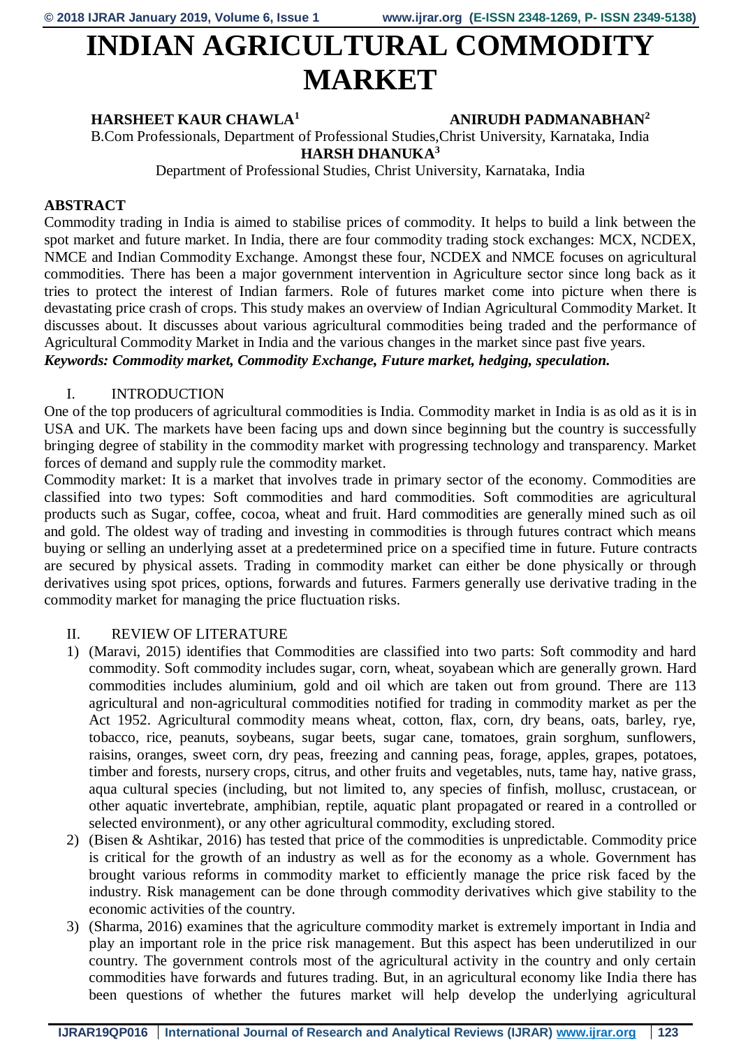# INDIAN AGRICULTURAL COMMODITY MARKET

**HARSHEET KAUR CHAWLA[1]** **ANIRUDH PADMANABHAN[2]**

B.Com Professionals, Department of Professional Studies,Christ University, Karnataka, India

**HARSH DHANUKA[3]**

Department of Professional Studies, Christ University, Karnataka, India

## ABSTRACT

Commodity trading in India is aimed to stabilise prices of commodity. It helps to build a link between the spot market and future market. In India, there are four commodity trading stock exchanges: MCX, NCDEX, NMCE and Indian Commodity Exchange. Amongst these four, NCDEX and NMCE focuses on agricultural commodities. There has been a major government intervention in Agriculture sector since long back as it tries to protect the interest of Indian farmers. Role of futures market come into picture when there is devastating price crash of crops. This study makes an overview of Indian Agricultural Commodity Market. It discusses about. It discusses about various agricultural commodities being traded and the performance of Agricultural Commodity Market in India and the various changes in the market since past five years.

***Keywords: Commodity market, Commodity Exchange, Future market, hedging, speculation.***

## I. INTRODUCTION

One of the top producers of agricultural commodities is India. Commodity market in India is as old as it is in USA and UK. The markets have been facing ups and down since beginning but the country is successfully bringing degree of stability in the commodity market with progressing technology and transparency. Market forces of demand and supply rule the commodity market.

Commodity market: It is a market that involves trade in primary sector of the economy. Commodities are classified into two types: Soft commodities and hard commodities. Soft commodities are agricultural products such as Sugar, coffee, cocoa, wheat and fruit. Hard commodities are generally mined such as oil and gold. The oldest way of trading and investing in commodities is through futures contract which means buying or selling an underlying asset at a predetermined price on a specified time in future. Future contracts are secured by physical assets. Trading in commodity market can either be done physically or through derivatives using spot prices, options, forwards and futures. Farmers generally use derivative trading in the commodity market for managing the price fluctuation risks.

## II. REVIEW OF LITERATURE

1) (Maravi, 2015) identifies that Commodities are classified into two parts: Soft commodity and hard commodity. Soft commodity includes sugar, corn, wheat, soyabean which are generally grown. Hard commodities includes aluminium, gold and oil which are taken out from ground. There are 113 agricultural and non-agricultural commodities notified for trading in commodity market as per the Act 1952. Agricultural commodity means wheat, cotton, flax, corn, dry beans, oats, barley, rye, tobacco, rice, peanuts, soybeans, sugar beets, sugar cane, tomatoes, grain sorghum, sunflowers, raisins, oranges, sweet corn, dry peas, freezing and canning peas, forage, apples, grapes, potatoes, timber and forests, nursery crops, citrus, and other fruits and vegetables, nuts, tame hay, native grass, aqua cultural species (including, but not limited to, any species of finfish, mollusc, crustacean, or other aquatic invertebrate, amphibian, reptile, aquatic plant propagated or reared in a controlled or selected environment), or any other agricultural commodity, excluding stored.
2) (Bisen & Ashtikar, 2016) has tested that price of the commodities is unpredictable. Commodity price is critical for the growth of an industry as well as for the economy as a whole. Government has brought various reforms in commodity market to efficiently manage the price risk faced by the industry. Risk management can be done through commodity derivatives which give stability to the economic activities of the country.
3) (Sharma, 2016) examines that the agriculture commodity market is extremely important in India and play an important role in the price risk management. But this aspect has been underutilized in our country. The government controls most of the agricultural activity in the country and only certain commodities have forwards and futures trading. But, in an agricultural economy like India there has been questions of whether the futures market will help develop the underlying agricultural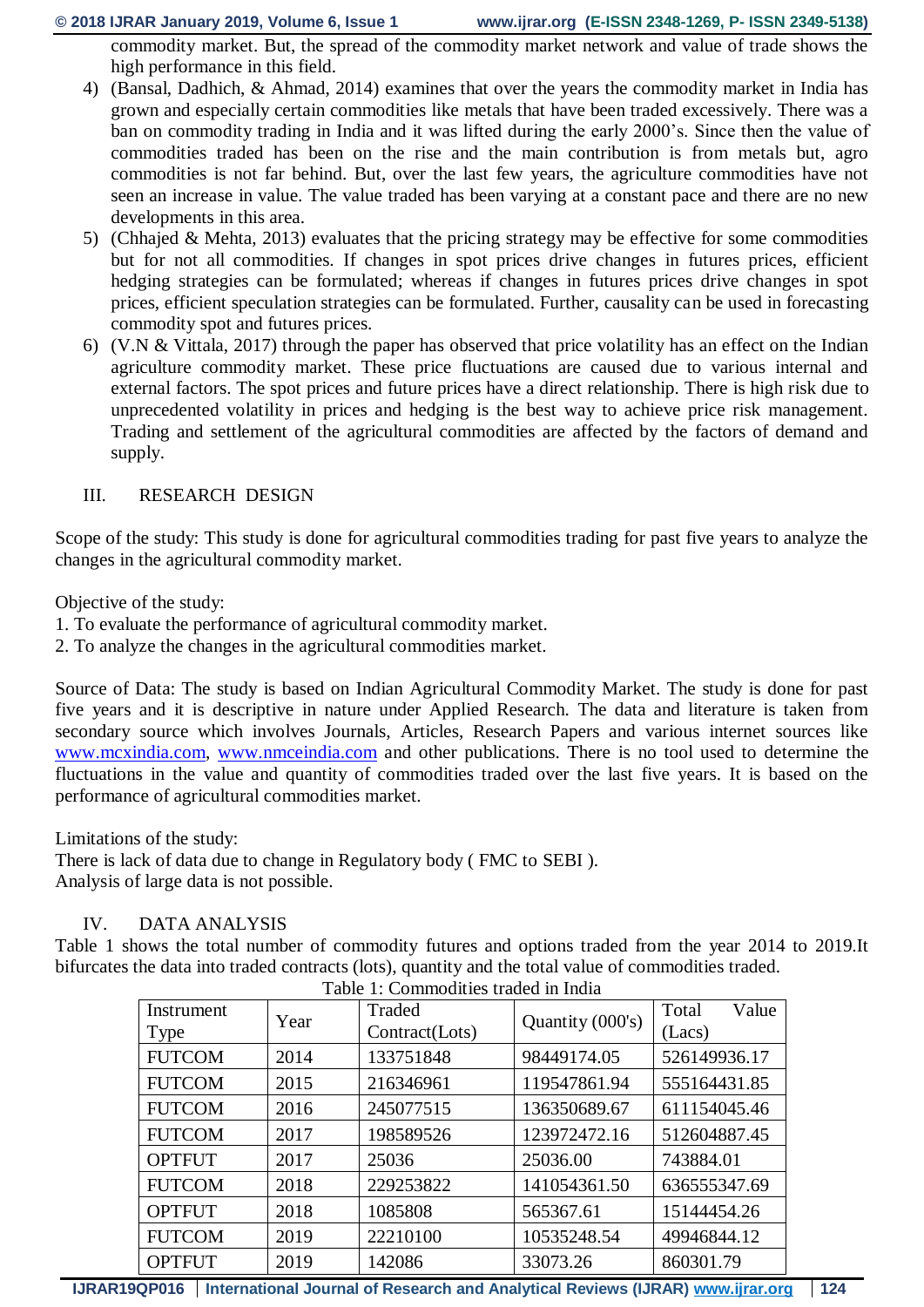commodity market. But, the spread of the commodity market network and value of trade shows the high performance in this field.

4) (Bansal, Dadhich, & Ahmad, 2014) examines that over the years the commodity market in India has grown and especially certain commodities like metals that have been traded excessively. There was a ban on commodity trading in India and it was lifted during the early 2000's. Since then the value of commodities traded has been on the rise and the main contribution is from metals but, agro commodities is not far behind. But, over the last few years, the agriculture commodities have not seen an increase in value. The value traded has been varying at a constant pace and there are no new developments in this area.
5) (Chhajed & Mehta, 2013) evaluates that the pricing strategy may be effective for some commodities but for not all commodities. If changes in spot prices drive changes in futures prices, efficient hedging strategies can be formulated; whereas if changes in futures prices drive changes in spot prices, efficient speculation strategies can be formulated. Further, causality can be used in forecasting commodity spot and futures prices.
6) (V.N & Vittala, 2017) through the paper has observed that price volatility has an effect on the Indian agriculture commodity market. These price fluctuations are caused due to various internal and external factors. The spot prices and future prices have a direct relationship. There is high risk due to unprecedented volatility in prices and hedging is the best way to achieve price risk management. Trading and settlement of the agricultural commodities are affected by the factors of demand and supply.

## III. RESEARCH DESIGN

Scope of the study: This study is done for agricultural commodities trading for past five years to analyze the changes in the agricultural commodity market.

Objective of the study:
1. To evaluate the performance of agricultural commodity market.
2. To analyze the changes in the agricultural commodities market.

Source of Data: The study is based on Indian Agricultural Commodity Market. The study is done for past five years and it is descriptive in nature under Applied Research. The data and literature is taken from secondary source which involves Journals, Articles, Research Papers and various internet sources like www.mcxindia.com, www.nmceindia.com and other publications. There is no tool used to determine the fluctuations in the value and quantity of commodities traded over the last five years. It is based on the performance of agricultural commodities market.

Limitations of the study:
There is lack of data due to change in Regulatory body ( FMC to SEBI ).
Analysis of large data is not possible.

## IV. DATA ANALYSIS

Table 1 shows the total number of commodity futures and options traded from the year 2014 to 2019.It bifurcates the data into traded contracts (lots), quantity and the total value of commodities traded.

Table 1: Commodities traded in India

| Instrument Type | Year | Traded Contract(Lots) | Quantity (000's) | Total Value (Lacs) |
|---|---|---|---|---|
| FUTCOM | 2014 | 133751848 | 98449174.05 | 526149936.17 |
| FUTCOM | 2015 | 216346961 | 119547861.94 | 555164431.85 |
| FUTCOM | 2016 | 245077515 | 136350689.67 | 611154045.46 |
| FUTCOM | 2017 | 198589526 | 123972472.16 | 512604887.45 |
| OPTFUT | 2017 | 25036 | 25036.00 | 743884.01 |
| FUTCOM | 2018 | 229253822 | 141054361.50 | 636555347.69 |
| OPTFUT | 2018 | 1085808 | 565367.61 | 15144454.26 |
| FUTCOM | 2019 | 22210100 | 10535248.54 | 49946844.12 |
| OPTFUT | 2019 | 142086 | 33073.26 | 860301.79 |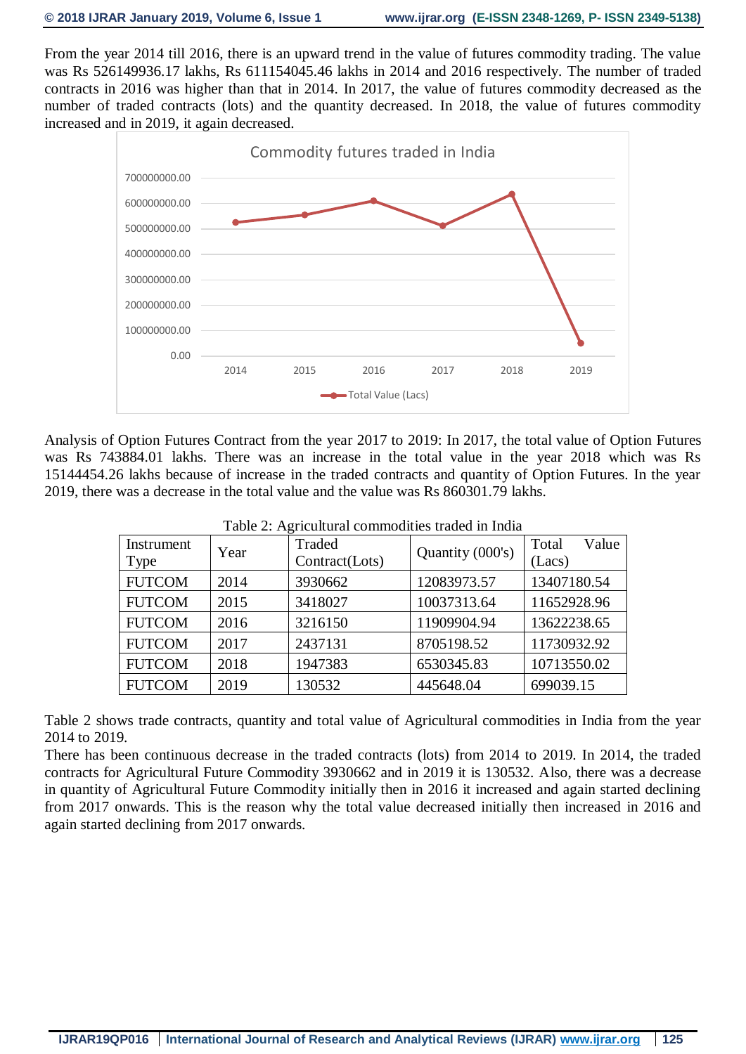From the year 2014 till 2016, there is an upward trend in the value of futures commodity trading. The value was Rs 526149936.17 lakhs, Rs 611154045.46 lakhs in 2014 and 2016 respectively. The number of traded contracts in 2016 was higher than that in 2014. In 2017, the value of futures commodity decreased as the number of traded contracts (lots) and the quantity decreased. In 2018, the value of futures commodity increased and in 2019, it again decreased.

Analysis of Option Futures Contract from the year 2017 to 2019: In 2017, the total value of Option Futures was Rs 743884.01 lakhs. There was an increase in the total value in the year 2018 which was Rs 15144454.26 lakhs because of increase in the traded contracts and quantity of Option Futures. In the year 2019, there was a decrease in the total value and the value was Rs 860301.79 lakhs.

Table 2: Agricultural commodities traded in India

| Instrument Type | Year | Traded Contract(Lots) | Quantity (000's) | Total Value (Lacs) |
|---|---|---|---|---|
| FUTCOM | 2014 | 3930662 | 12083973.57 | 13407180.54 |
| FUTCOM | 2015 | 3418027 | 10037313.64 | 11652928.96 |
| FUTCOM | 2016 | 3216150 | 11909904.94 | 13622238.65 |
| FUTCOM | 2017 | 2437131 | 8705198.52 | 11730932.92 |
| FUTCOM | 2018 | 1947383 | 6530345.83 | 10713550.02 |
| FUTCOM | 2019 | 130532 | 445648.04 | 699039.15 |

Table 2 shows trade contracts, quantity and total value of Agricultural commodities in India from the year 2014 to 2019.

There has been continuous decrease in the traded contracts (lots) from 2014 to 2019. In 2014, the traded contracts for Agricultural Future Commodity 3930662 and in 2019 it is 130532. Also, there was a decrease in quantity of Agricultural Future Commodity initially then in 2016 it increased and again started declining from 2017 onwards. This is the reason why the total value decreased initially then increased in 2016 and again started declining from 2017 onwards.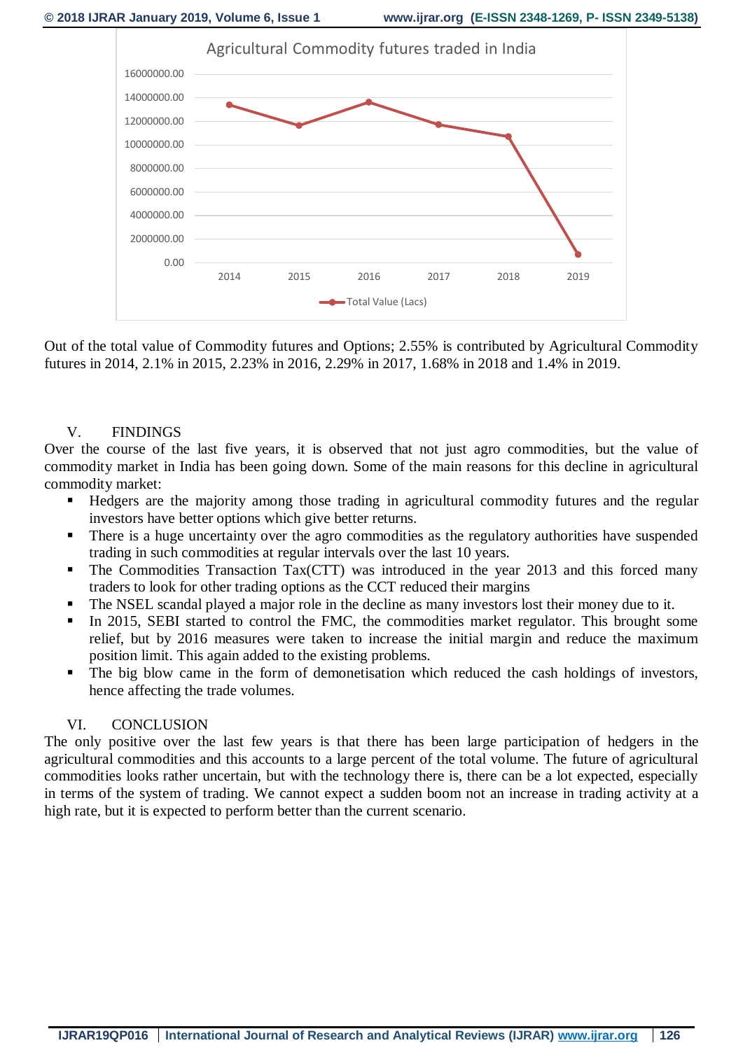Out of the total value of Commodity futures and Options; 2.55% is contributed by Agricultural Commodity futures in 2014, 2.1% in 2015, 2.23% in 2016, 2.29% in 2017, 1.68% in 2018 and 1.4% in 2019.

## V. FINDINGS

Over the course of the last five years, it is observed that not just agro commodities, but the value of commodity market in India has been going down. Some of the main reasons for this decline in agricultural commodity market:

- Hedgers are the majority among those trading in agricultural commodity futures and the regular investors have better options which give better returns.
- There is a huge uncertainty over the agro commodities as the regulatory authorities have suspended trading in such commodities at regular intervals over the last 10 years.
- The Commodities Transaction Tax(CTT) was introduced in the year 2013 and this forced many traders to look for other trading options as the CCT reduced their margins
- The NSEL scandal played a major role in the decline as many investors lost their money due to it.
- In 2015, SEBI started to control the FMC, the commodities market regulator. This brought some relief, but by 2016 measures were taken to increase the initial margin and reduce the maximum position limit. This again added to the existing problems.
- The big blow came in the form of demonetisation which reduced the cash holdings of investors, hence affecting the trade volumes.

## VI. CONCLUSION

The only positive over the last few years is that there has been large participation of hedgers in the agricultural commodities and this accounts to a large percent of the total volume. The future of agricultural commodities looks rather uncertain, but with the technology there is, there can be a lot expected, especially in terms of the system of trading. We cannot expect a sudden boom not an increase in trading activity at a high rate, but it is expected to perform better than the current scenario.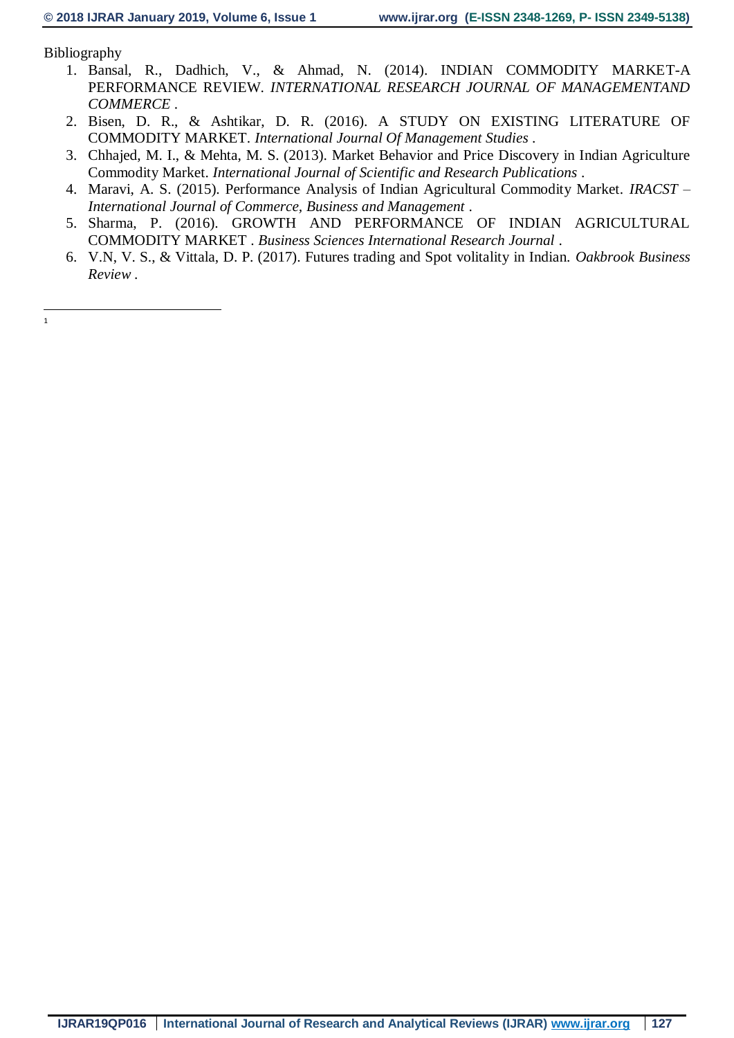Bibliography

1. Bansal, R., Dadhich, V., & Ahmad, N. (2014). INDIAN COMMODITY MARKET-A PERFORMANCE REVIEW. *INTERNATIONAL RESEARCH JOURNAL OF MANAGEMENTAND COMMERCE* .
2. Bisen, D. R., & Ashtikar, D. R. (2016). A STUDY ON EXISTING LITERATURE OF COMMODITY MARKET. *International Journal Of Management Studies* .
3. Chhajed, M. I., & Mehta, M. S. (2013). Market Behavior and Price Discovery in Indian Agriculture Commodity Market. *International Journal of Scientific and Research Publications* .
4. Maravi, A. S. (2015). Performance Analysis of Indian Agricultural Commodity Market. *IRACST – International Journal of Commerce, Business and Management* .
5. Sharma, P. (2016). GROWTH AND PERFORMANCE OF INDIAN AGRICULTURAL COMMODITY MARKET . *Business Sciences International Research Journal* .
6. V.N, V. S., & Vittala, D. P. (2017). Futures trading and Spot volitality in Indian. *Oakbrook Business Review* .

---

[1]